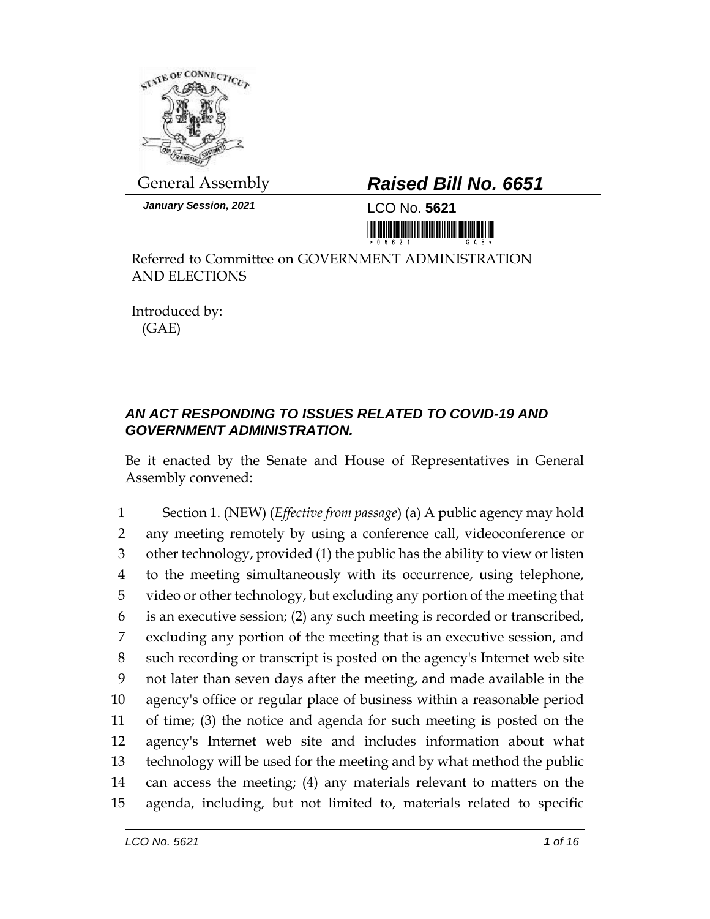General Assembly

***Raised Bill No. 6651***

***January Session, 2021***

LCO No. **5621**

Referred to Committee on GOVERNMENT ADMINISTRATION AND ELECTIONS

Introduced by:
(GAE)

***AN ACT RESPONDING TO ISSUES RELATED TO COVID-19 AND GOVERNMENT ADMINISTRATION.***

Be it enacted by the Senate and House of Representatives in General Assembly convened:

Section 1. (NEW) (*Effective from passage*) (a) A public agency may hold any meeting remotely by using a conference call, videoconference or other technology, provided (1) the public has the ability to view or listen to the meeting simultaneously with its occurrence, using telephone, video or other technology, but excluding any portion of the meeting that is an executive session; (2) any such meeting is recorded or transcribed, excluding any portion of the meeting that is an executive session, and such recording or transcript is posted on the agency's Internet web site not later than seven days after the meeting, and made available in the agency's office or regular place of business within a reasonable period of time; (3) the notice and agenda for such meeting is posted on the agency's Internet web site and includes information about what technology will be used for the meeting and by what method the public can access the meeting; (4) any materials relevant to matters on the agenda, including, but not limited to, materials related to specific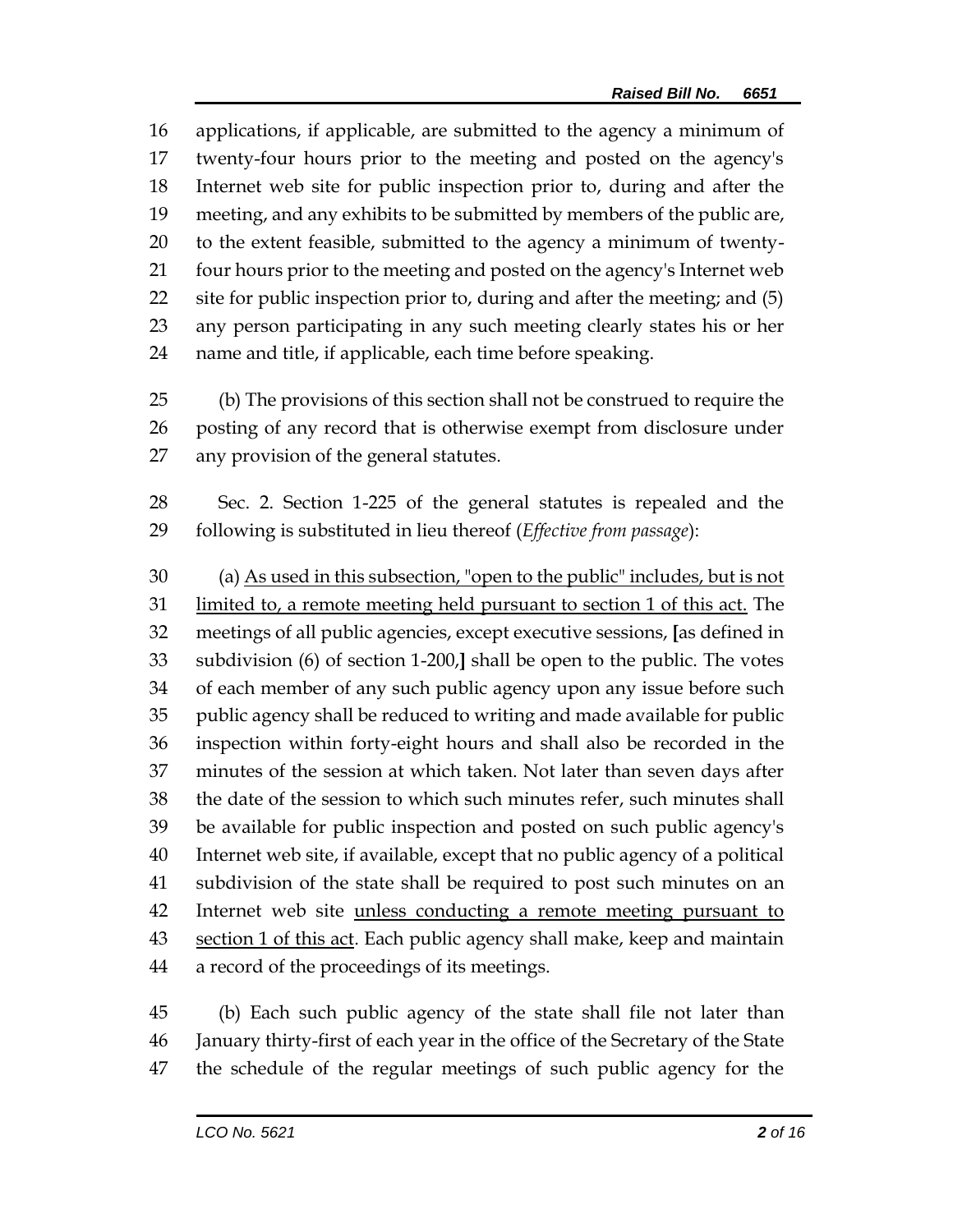applications, if applicable, are submitted to the agency a minimum of twenty-four hours prior to the meeting and posted on the agency's Internet web site for public inspection prior to, during and after the meeting, and any exhibits to be submitted by members of the public are, to the extent feasible, submitted to the agency a minimum of twenty-four hours prior to the meeting and posted on the agency's Internet web site for public inspection prior to, during and after the meeting; and (5) any person participating in any such meeting clearly states his or her name and title, if applicable, each time before speaking.

(b) The provisions of this section shall not be construed to require the posting of any record that is otherwise exempt from disclosure under any provision of the general statutes.

Sec. 2. Section 1-225 of the general statutes is repealed and the following is substituted in lieu thereof (*Effective from passage*):

(a) <u>As used in this subsection, "open to the public" includes, but is not limited to, a remote meeting held pursuant to section 1 of this act.</u> The meetings of all public agencies, except executive sessions, **[**as defined in subdivision (6) of section 1-200,**]** shall be open to the public. The votes of each member of any such public agency upon any issue before such public agency shall be reduced to writing and made available for public inspection within forty-eight hours and shall also be recorded in the minutes of the session at which taken. Not later than seven days after the date of the session to which such minutes refer, such minutes shall be available for public inspection and posted on such public agency's Internet web site, if available, except that no public agency of a political subdivision of the state shall be required to post such minutes on an Internet web site <u>unless conducting a remote meeting pursuant to section 1 of this act</u>. Each public agency shall make, keep and maintain a record of the proceedings of its meetings.

(b) Each such public agency of the state shall file not later than January thirty-first of each year in the office of the Secretary of the State the schedule of the regular meetings of such public agency for the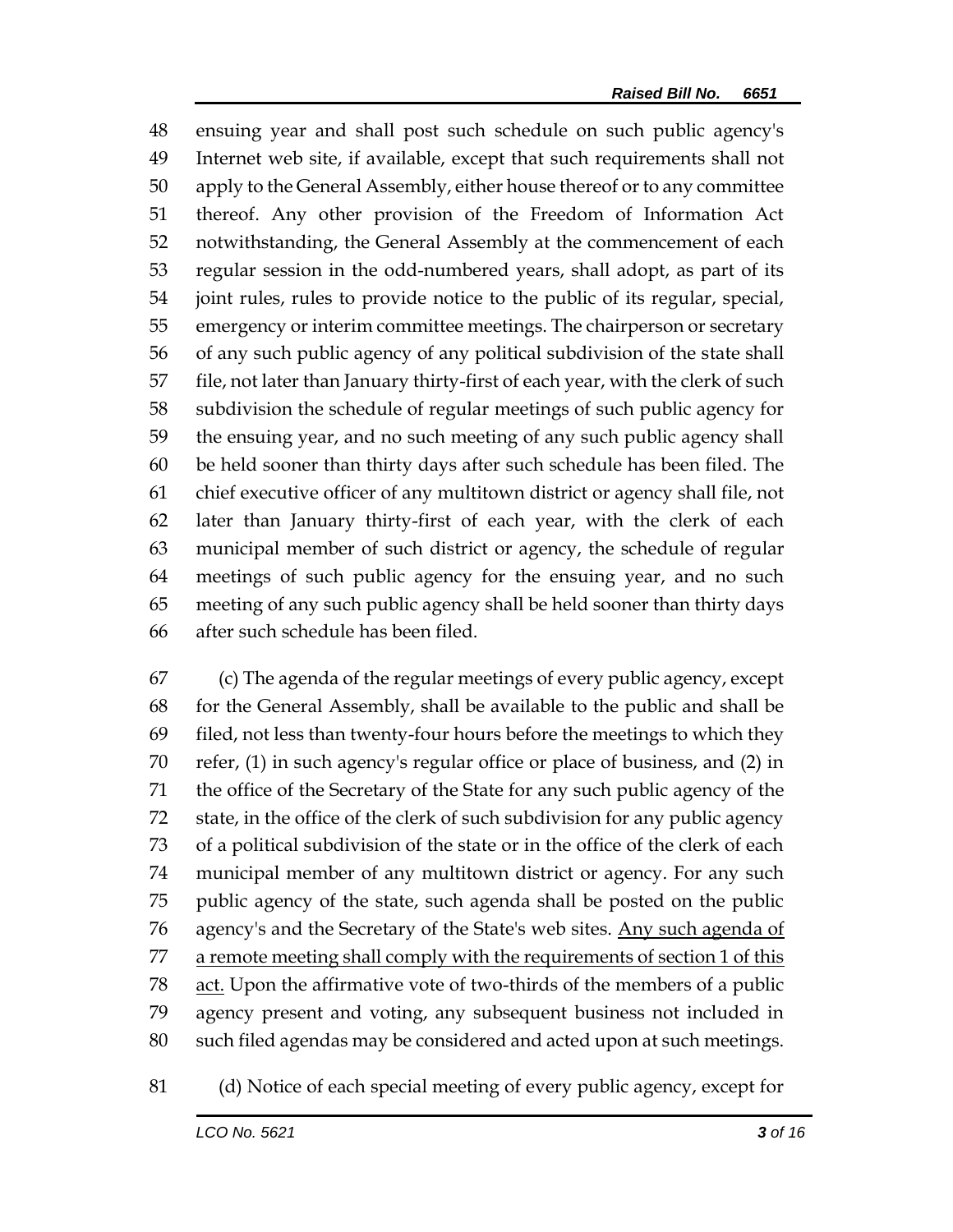ensuing year and shall post such schedule on such public agency's Internet web site, if available, except that such requirements shall not apply to the General Assembly, either house thereof or to any committee thereof. Any other provision of the Freedom of Information Act notwithstanding, the General Assembly at the commencement of each regular session in the odd-numbered years, shall adopt, as part of its joint rules, rules to provide notice to the public of its regular, special, emergency or interim committee meetings. The chairperson or secretary of any such public agency of any political subdivision of the state shall file, not later than January thirty-first of each year, with the clerk of such subdivision the schedule of regular meetings of such public agency for the ensuing year, and no such meeting of any such public agency shall be held sooner than thirty days after such schedule has been filed. The chief executive officer of any multitown district or agency shall file, not later than January thirty-first of each year, with the clerk of each municipal member of such district or agency, the schedule of regular meetings of such public agency for the ensuing year, and no such meeting of any such public agency shall be held sooner than thirty days after such schedule has been filed.

(c) The agenda of the regular meetings of every public agency, except for the General Assembly, shall be available to the public and shall be filed, not less than twenty-four hours before the meetings to which they refer, (1) in such agency's regular office or place of business, and (2) in the office of the Secretary of the State for any such public agency of the state, in the office of the clerk of such subdivision for any public agency of a political subdivision of the state or in the office of the clerk of each municipal member of any multitown district or agency. For any such public agency of the state, such agenda shall be posted on the public agency's and the Secretary of the State's web sites. <u>Any such agenda of a remote meeting shall comply with the requirements of section 1 of this act.</u> Upon the affirmative vote of two-thirds of the members of a public agency present and voting, any subsequent business not included in such filed agendas may be considered and acted upon at such meetings.

(d) Notice of each special meeting of every public agency, except for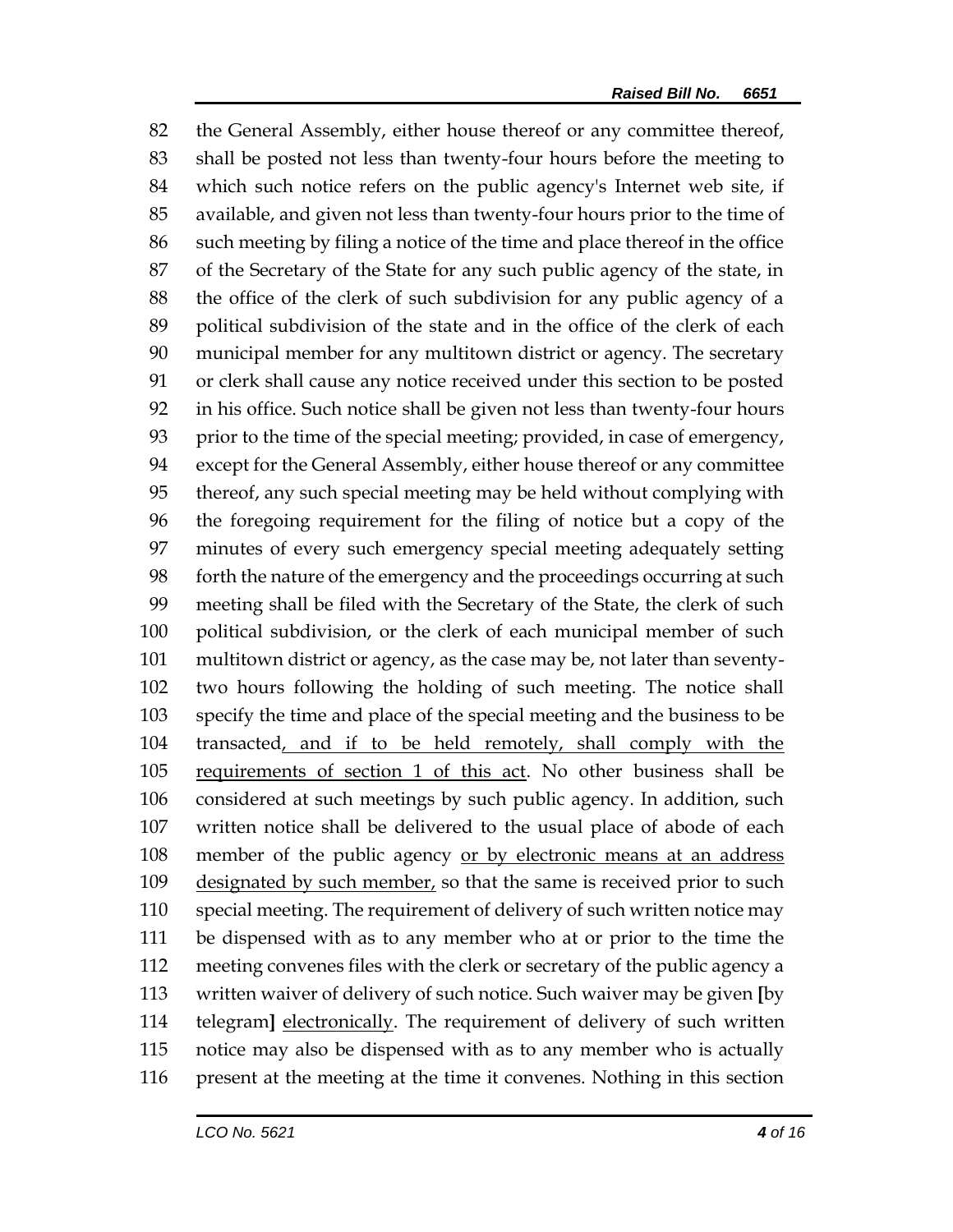the General Assembly, either house thereof or any committee thereof, shall be posted not less than twenty-four hours before the meeting to which such notice refers on the public agency's Internet web site, if available, and given not less than twenty-four hours prior to the time of such meeting by filing a notice of the time and place thereof in the office of the Secretary of the State for any such public agency of the state, in the office of the clerk of such subdivision for any public agency of a political subdivision of the state and in the office of the clerk of each municipal member for any multitown district or agency. The secretary or clerk shall cause any notice received under this section to be posted in his office. Such notice shall be given not less than twenty-four hours prior to the time of the special meeting; provided, in case of emergency, except for the General Assembly, either house thereof or any committee thereof, any such special meeting may be held without complying with the foregoing requirement for the filing of notice but a copy of the minutes of every such emergency special meeting adequately setting forth the nature of the emergency and the proceedings occurring at such meeting shall be filed with the Secretary of the State, the clerk of such political subdivision, or the clerk of each municipal member of such multitown district or agency, as the case may be, not later than seventy-two hours following the holding of such meeting. The notice shall specify the time and place of the special meeting and the business to be transacted<u>, and if to be held remotely, shall comply with the requirements of section 1 of this act</u>. No other business shall be considered at such meetings by such public agency. In addition, such written notice shall be delivered to the usual place of abode of each member of the public agency <u>or by electronic means at an address designated by such member,</u> so that the same is received prior to such special meeting. The requirement of delivery of such written notice may be dispensed with as to any member who at or prior to the time the meeting convenes files with the clerk or secretary of the public agency a written waiver of delivery of such notice. Such waiver may be given **[**by telegram**]** <u>electronically</u>. The requirement of delivery of such written notice may also be dispensed with as to any member who is actually present at the meeting at the time it convenes. Nothing in this section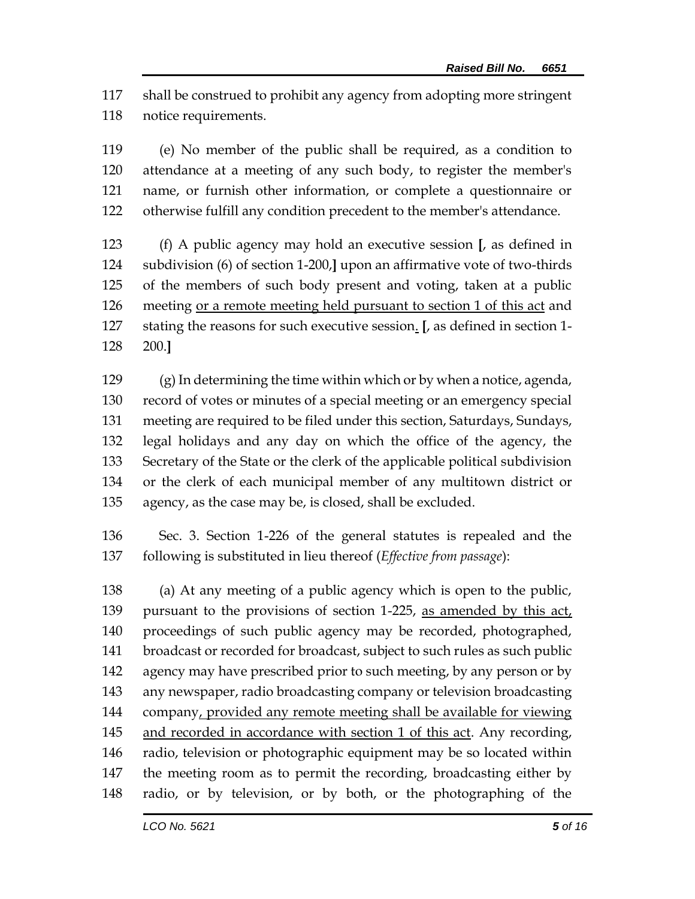shall be construed to prohibit any agency from adopting more stringent notice requirements.

(e) No member of the public shall be required, as a condition to attendance at a meeting of any such body, to register the member's name, or furnish other information, or complete a questionnaire or otherwise fulfill any condition precedent to the member's attendance.

(f) A public agency may hold an executive session **[**, as defined in subdivision (6) of section 1-200,**]** upon an affirmative vote of two-thirds of the members of such body present and voting, taken at a public meeting <u>or a remote meeting held pursuant to section 1 of this act</u> and stating the reasons for such executive session<u>.</u> **[**, as defined in section 1-200.**]**

(g) In determining the time within which or by when a notice, agenda, record of votes or minutes of a special meeting or an emergency special meeting are required to be filed under this section, Saturdays, Sundays, legal holidays and any day on which the office of the agency, the Secretary of the State or the clerk of the applicable political subdivision or the clerk of each municipal member of any multitown district or agency, as the case may be, is closed, shall be excluded.

Sec. 3. Section 1-226 of the general statutes is repealed and the following is substituted in lieu thereof (*Effective from passage*):

(a) At any meeting of a public agency which is open to the public, pursuant to the provisions of section 1-225, <u>as amended by this act,</u> proceedings of such public agency may be recorded, photographed, broadcast or recorded for broadcast, subject to such rules as such public agency may have prescribed prior to such meeting, by any person or by any newspaper, radio broadcasting company or television broadcasting company<u>, provided any remote meeting shall be available for viewing and recorded in accordance with section 1 of this act</u>. Any recording, radio, television or photographic equipment may be so located within the meeting room as to permit the recording, broadcasting either by radio, or by television, or by both, or the photographing of the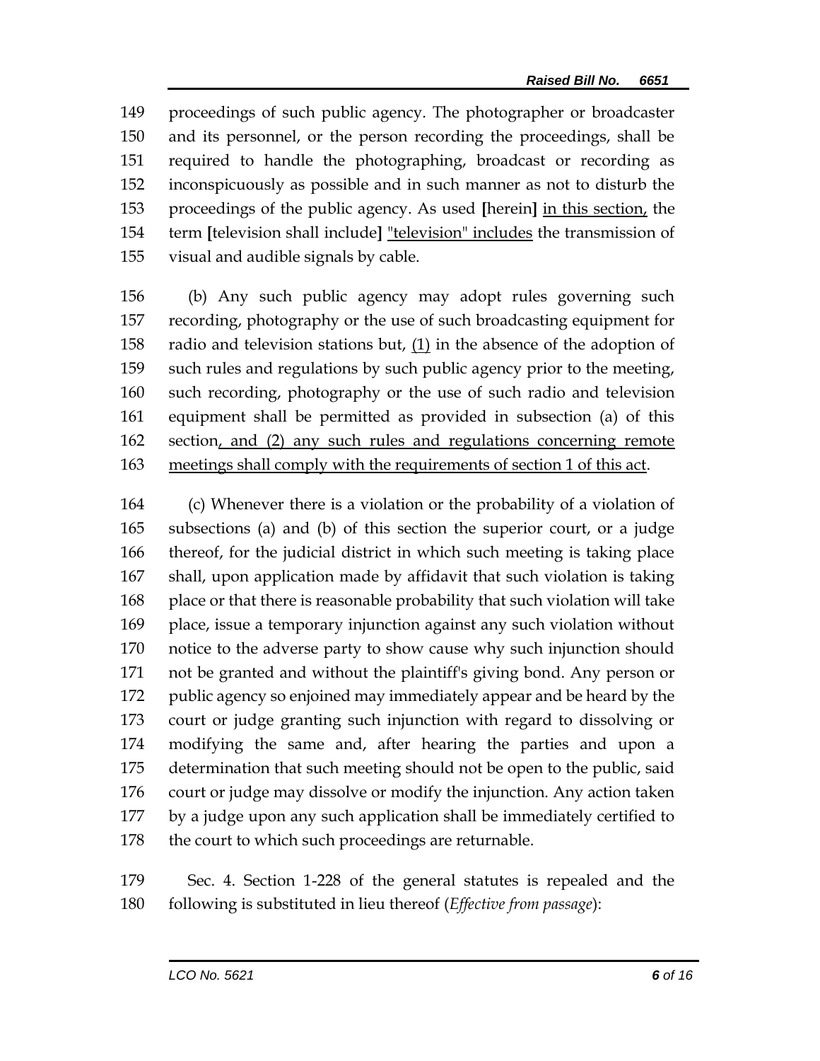149 proceedings of such public agency. The photographer or broadcaster
150 and its personnel, or the person recording the proceedings, shall be
151 required to handle the photographing, broadcast or recording as
152 inconspicuously as possible and in such manner as not to disturb the
153 proceedings of the public agency. As used **[**herein**]** <u>in this section,</u> the
154 term **[**television shall include**]** <u>"television" includes</u> the transmission of
155 visual and audible signals by cable.

156 (b) Any such public agency may adopt rules governing such
157 recording, photography or the use of such broadcasting equipment for
158 radio and television stations but, <u>(1)</u> in the absence of the adoption of
159 such rules and regulations by such public agency prior to the meeting,
160 such recording, photography or the use of such radio and television
161 equipment shall be permitted as provided in subsection (a) of this
162 section<u>, and (2) any such rules and regulations concerning remote</u>
163 <u>meetings shall comply with the requirements of section 1 of this act</u>.

164 (c) Whenever there is a violation or the probability of a violation of
165 subsections (a) and (b) of this section the superior court, or a judge
166 thereof, for the judicial district in which such meeting is taking place
167 shall, upon application made by affidavit that such violation is taking
168 place or that there is reasonable probability that such violation will take
169 place, issue a temporary injunction against any such violation without
170 notice to the adverse party to show cause why such injunction should
171 not be granted and without the plaintiff's giving bond. Any person or
172 public agency so enjoined may immediately appear and be heard by the
173 court or judge granting such injunction with regard to dissolving or
174 modifying the same and, after hearing the parties and upon a
175 determination that such meeting should not be open to the public, said
176 court or judge may dissolve or modify the injunction. Any action taken
177 by a judge upon any such application shall be immediately certified to
178 the court to which such proceedings are returnable.

179 Sec. 4. Section 1-228 of the general statutes is repealed and the
180 following is substituted in lieu thereof (*Effective from passage*):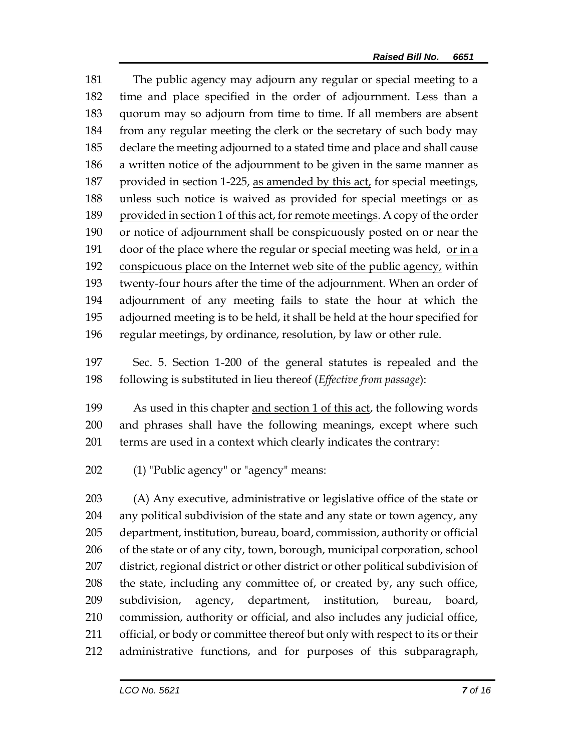The public agency may adjourn any regular or special meeting to a time and place specified in the order of adjournment. Less than a quorum may so adjourn from time to time. If all members are absent from any regular meeting the clerk or the secretary of such body may declare the meeting adjourned to a stated time and place and shall cause a written notice of the adjournment to be given in the same manner as provided in section 1-225, <u>as amended by this act,</u> for special meetings, unless such notice is waived as provided for special meetings <u>or as provided in section 1 of this act, for remote meetings</u>. A copy of the order or notice of adjournment shall be conspicuously posted on or near the door of the place where the regular or special meeting was held, <u>or in a conspicuous place on the Internet web site of the public agency,</u> within twenty-four hours after the time of the adjournment. When an order of adjournment of any meeting fails to state the hour at which the adjourned meeting is to be held, it shall be held at the hour specified for regular meetings, by ordinance, resolution, by law or other rule.

Sec. 5. Section 1-200 of the general statutes is repealed and the following is substituted in lieu thereof (*Effective from passage*):

As used in this chapter <u>and section 1 of this act</u>, the following words and phrases shall have the following meanings, except where such terms are used in a context which clearly indicates the contrary:

(1) "Public agency" or "agency" means:

(A) Any executive, administrative or legislative office of the state or any political subdivision of the state and any state or town agency, any department, institution, bureau, board, commission, authority or official of the state or of any city, town, borough, municipal corporation, school district, regional district or other district or other political subdivision of the state, including any committee of, or created by, any such office, subdivision, agency, department, institution, bureau, board, commission, authority or official, and also includes any judicial office, official, or body or committee thereof but only with respect to its or their administrative functions, and for purposes of this subparagraph,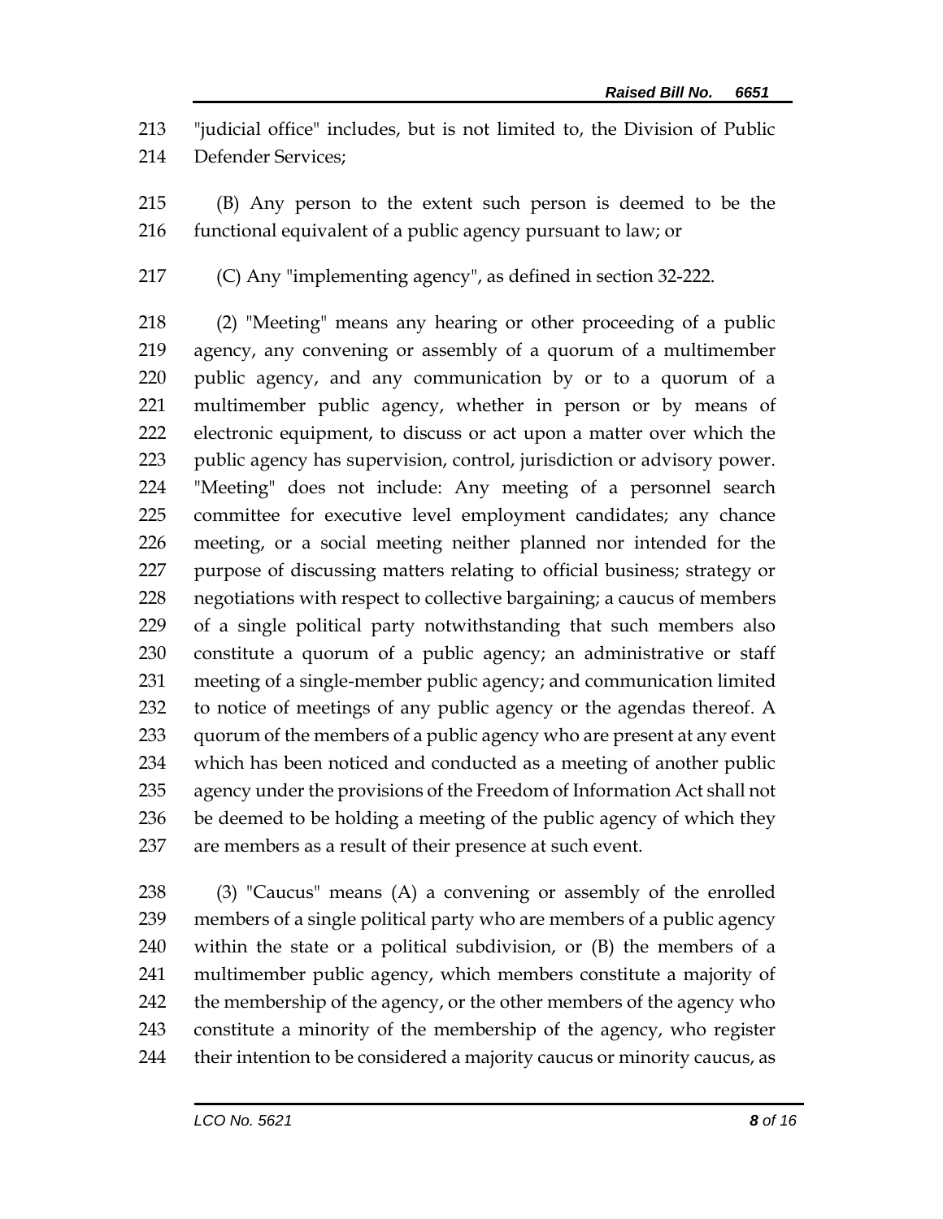"judicial office" includes, but is not limited to, the Division of Public Defender Services;

(B) Any person to the extent such person is deemed to be the functional equivalent of a public agency pursuant to law; or

(C) Any "implementing agency", as defined in section 32-222.

(2) "Meeting" means any hearing or other proceeding of a public agency, any convening or assembly of a quorum of a multimember public agency, and any communication by or to a quorum of a multimember public agency, whether in person or by means of electronic equipment, to discuss or act upon a matter over which the public agency has supervision, control, jurisdiction or advisory power. "Meeting" does not include: Any meeting of a personnel search committee for executive level employment candidates; any chance meeting, or a social meeting neither planned nor intended for the purpose of discussing matters relating to official business; strategy or negotiations with respect to collective bargaining; a caucus of members of a single political party notwithstanding that such members also constitute a quorum of a public agency; an administrative or staff meeting of a single-member public agency; and communication limited to notice of meetings of any public agency or the agendas thereof. A quorum of the members of a public agency who are present at any event which has been noticed and conducted as a meeting of another public agency under the provisions of the Freedom of Information Act shall not be deemed to be holding a meeting of the public agency of which they are members as a result of their presence at such event.

(3) "Caucus" means (A) a convening or assembly of the enrolled members of a single political party who are members of a public agency within the state or a political subdivision, or (B) the members of a multimember public agency, which members constitute a majority of the membership of the agency, or the other members of the agency who constitute a minority of the membership of the agency, who register their intention to be considered a majority caucus or minority caucus, as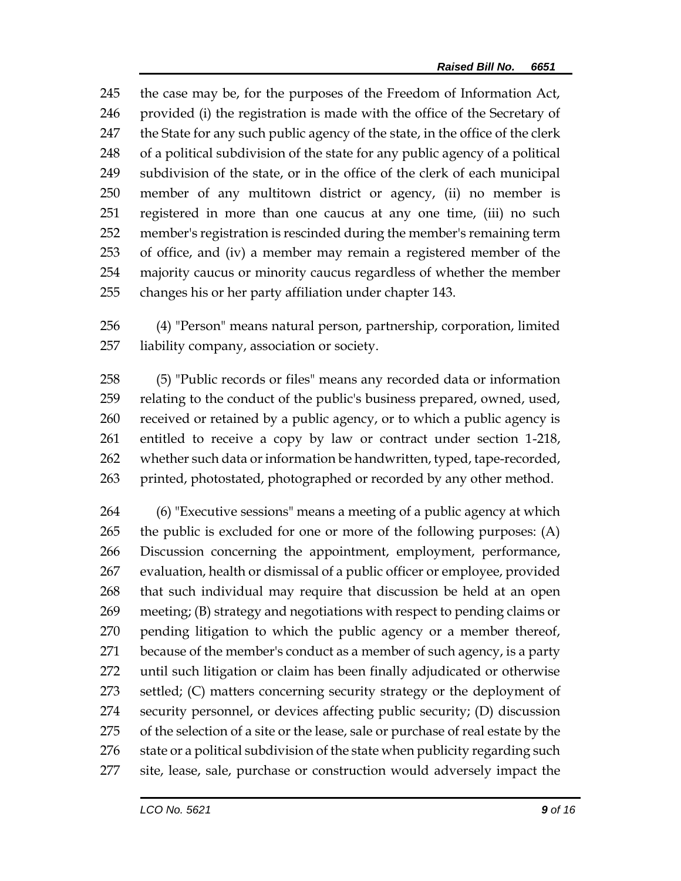the case may be, for the purposes of the Freedom of Information Act, provided (i) the registration is made with the office of the Secretary of the State for any such public agency of the state, in the office of the clerk of a political subdivision of the state for any public agency of a political subdivision of the state, or in the office of the clerk of each municipal member of any multitown district or agency, (ii) no member is registered in more than one caucus at any one time, (iii) no such member's registration is rescinded during the member's remaining term of office, and (iv) a member may remain a registered member of the majority caucus or minority caucus regardless of whether the member changes his or her party affiliation under chapter 143.

(4) "Person" means natural person, partnership, corporation, limited liability company, association or society.

(5) "Public records or files" means any recorded data or information relating to the conduct of the public's business prepared, owned, used, received or retained by a public agency, or to which a public agency is entitled to receive a copy by law or contract under section 1-218, whether such data or information be handwritten, typed, tape-recorded, printed, photostated, photographed or recorded by any other method.

(6) "Executive sessions" means a meeting of a public agency at which the public is excluded for one or more of the following purposes: (A) Discussion concerning the appointment, employment, performance, evaluation, health or dismissal of a public officer or employee, provided that such individual may require that discussion be held at an open meeting; (B) strategy and negotiations with respect to pending claims or pending litigation to which the public agency or a member thereof, because of the member's conduct as a member of such agency, is a party until such litigation or claim has been finally adjudicated or otherwise settled; (C) matters concerning security strategy or the deployment of security personnel, or devices affecting public security; (D) discussion of the selection of a site or the lease, sale or purchase of real estate by the state or a political subdivision of the state when publicity regarding such site, lease, sale, purchase or construction would adversely impact the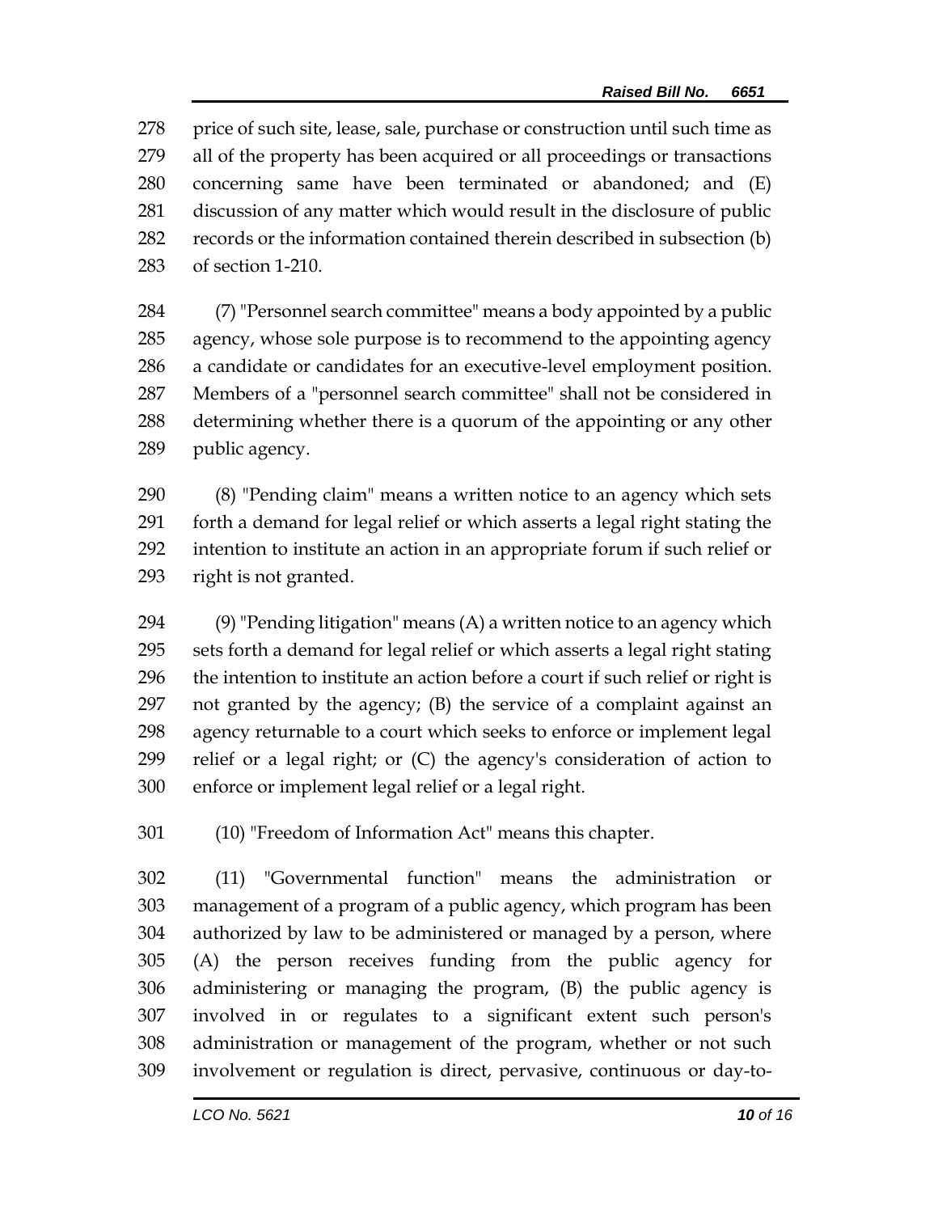price of such site, lease, sale, purchase or construction until such time as all of the property has been acquired or all proceedings or transactions concerning same have been terminated or abandoned; and (E) discussion of any matter which would result in the disclosure of public records or the information contained therein described in subsection (b) of section 1-210.

(7) "Personnel search committee" means a body appointed by a public agency, whose sole purpose is to recommend to the appointing agency a candidate or candidates for an executive-level employment position. Members of a "personnel search committee" shall not be considered in determining whether there is a quorum of the appointing or any other public agency.

(8) "Pending claim" means a written notice to an agency which sets forth a demand for legal relief or which asserts a legal right stating the intention to institute an action in an appropriate forum if such relief or right is not granted.

(9) "Pending litigation" means (A) a written notice to an agency which sets forth a demand for legal relief or which asserts a legal right stating the intention to institute an action before a court if such relief or right is not granted by the agency; (B) the service of a complaint against an agency returnable to a court which seeks to enforce or implement legal relief or a legal right; or (C) the agency's consideration of action to enforce or implement legal relief or a legal right.

(10) "Freedom of Information Act" means this chapter.

(11) "Governmental function" means the administration or management of a program of a public agency, which program has been authorized by law to be administered or managed by a person, where (A) the person receives funding from the public agency for administering or managing the program, (B) the public agency is involved in or regulates to a significant extent such person's administration or management of the program, whether or not such involvement or regulation is direct, pervasive, continuous or day-to-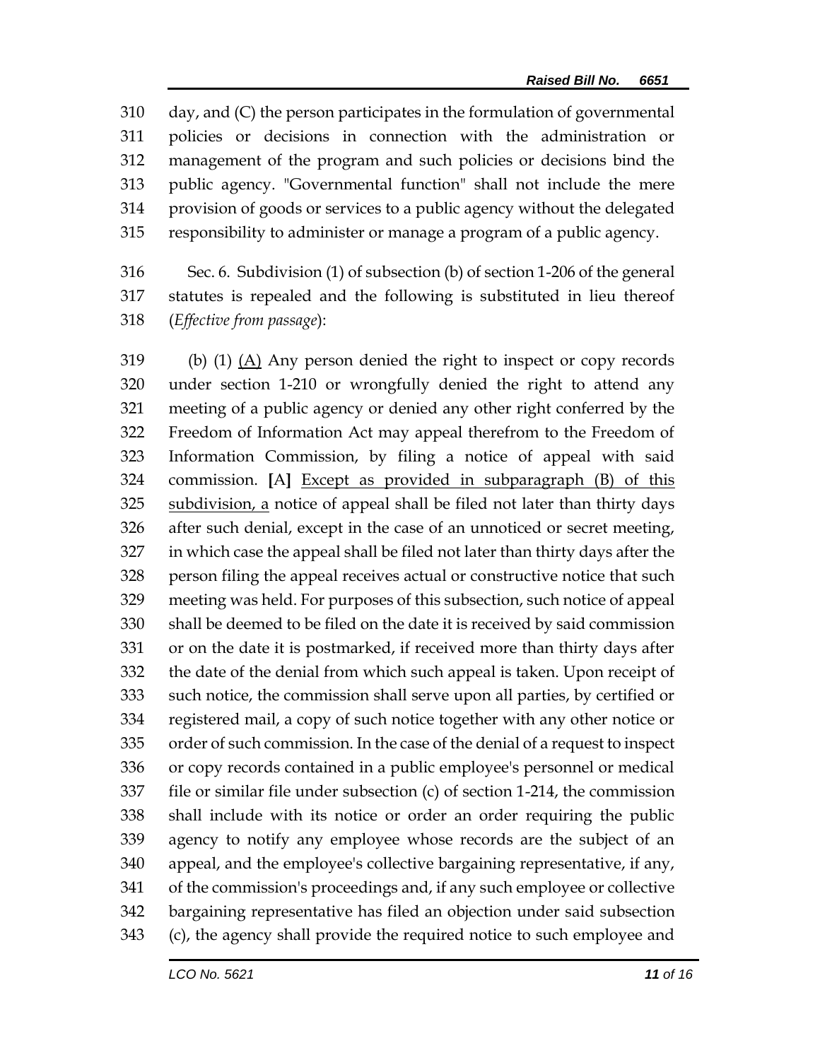day, and (C) the person participates in the formulation of governmental policies or decisions in connection with the administration or management of the program and such policies or decisions bind the public agency. "Governmental function" shall not include the mere provision of goods or services to a public agency without the delegated responsibility to administer or manage a program of a public agency.

Sec. 6. Subdivision (1) of subsection (b) of section 1-206 of the general statutes is repealed and the following is substituted in lieu thereof (*Effective from passage*):

(b) (1) <u>(A)</u> Any person denied the right to inspect or copy records under section 1-210 or wrongfully denied the right to attend any meeting of a public agency or denied any other right conferred by the Freedom of Information Act may appeal therefrom to the Freedom of Information Commission, by filing a notice of appeal with said commission. **[**A**]** <u>Except as provided in subparagraph (B) of this subdivision, a</u> notice of appeal shall be filed not later than thirty days after such denial, except in the case of an unnoticed or secret meeting, in which case the appeal shall be filed not later than thirty days after the person filing the appeal receives actual or constructive notice that such meeting was held. For purposes of this subsection, such notice of appeal shall be deemed to be filed on the date it is received by said commission or on the date it is postmarked, if received more than thirty days after the date of the denial from which such appeal is taken. Upon receipt of such notice, the commission shall serve upon all parties, by certified or registered mail, a copy of such notice together with any other notice or order of such commission. In the case of the denial of a request to inspect or copy records contained in a public employee's personnel or medical file or similar file under subsection (c) of section 1-214, the commission shall include with its notice or order an order requiring the public agency to notify any employee whose records are the subject of an appeal, and the employee's collective bargaining representative, if any, of the commission's proceedings and, if any such employee or collective bargaining representative has filed an objection under said subsection (c), the agency shall provide the required notice to such employee and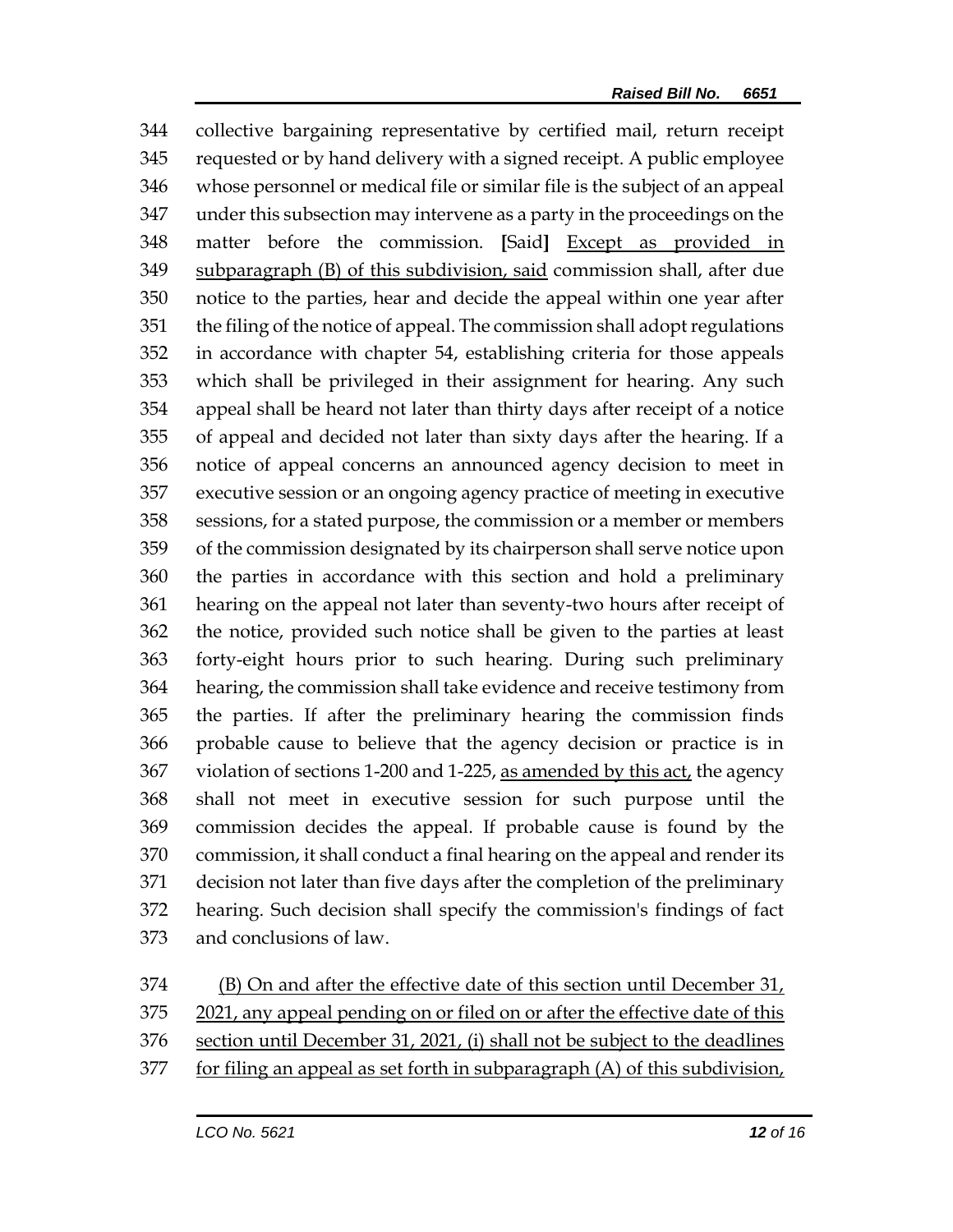344 collective bargaining representative by certified mail, return receipt
345 requested or by hand delivery with a signed receipt. A public employee
346 whose personnel or medical file or similar file is the subject of an appeal
347 under this subsection may intervene as a party in the proceedings on the
348 matter before the commission. **[**Said**]** <u>Except as provided in</u>
349 <u>subparagraph (B) of this subdivision, said</u> commission shall, after due
350 notice to the parties, hear and decide the appeal within one year after
351 the filing of the notice of appeal. The commission shall adopt regulations
352 in accordance with chapter 54, establishing criteria for those appeals
353 which shall be privileged in their assignment for hearing. Any such
354 appeal shall be heard not later than thirty days after receipt of a notice
355 of appeal and decided not later than sixty days after the hearing. If a
356 notice of appeal concerns an announced agency decision to meet in
357 executive session or an ongoing agency practice of meeting in executive
358 sessions, for a stated purpose, the commission or a member or members
359 of the commission designated by its chairperson shall serve notice upon
360 the parties in accordance with this section and hold a preliminary
361 hearing on the appeal not later than seventy-two hours after receipt of
362 the notice, provided such notice shall be given to the parties at least
363 forty-eight hours prior to such hearing. During such preliminary
364 hearing, the commission shall take evidence and receive testimony from
365 the parties. If after the preliminary hearing the commission finds
366 probable cause to believe that the agency decision or practice is in
367 violation of sections 1-200 and 1-225, <u>as amended by this act,</u> the agency
368 shall not meet in executive session for such purpose until the
369 commission decides the appeal. If probable cause is found by the
370 commission, it shall conduct a final hearing on the appeal and render its
371 decision not later than five days after the completion of the preliminary
372 hearing. Such decision shall specify the commission's findings of fact
373 and conclusions of law.

374 <u>(B) On and after the effective date of this section until December 31,</u>
375 <u>2021, any appeal pending on or filed on or after the effective date of this</u>
376 <u>section until December 31, 2021, (i) shall not be subject to the deadlines</u>
377 <u>for filing an appeal as set forth in subparagraph (A) of this subdivision,</u>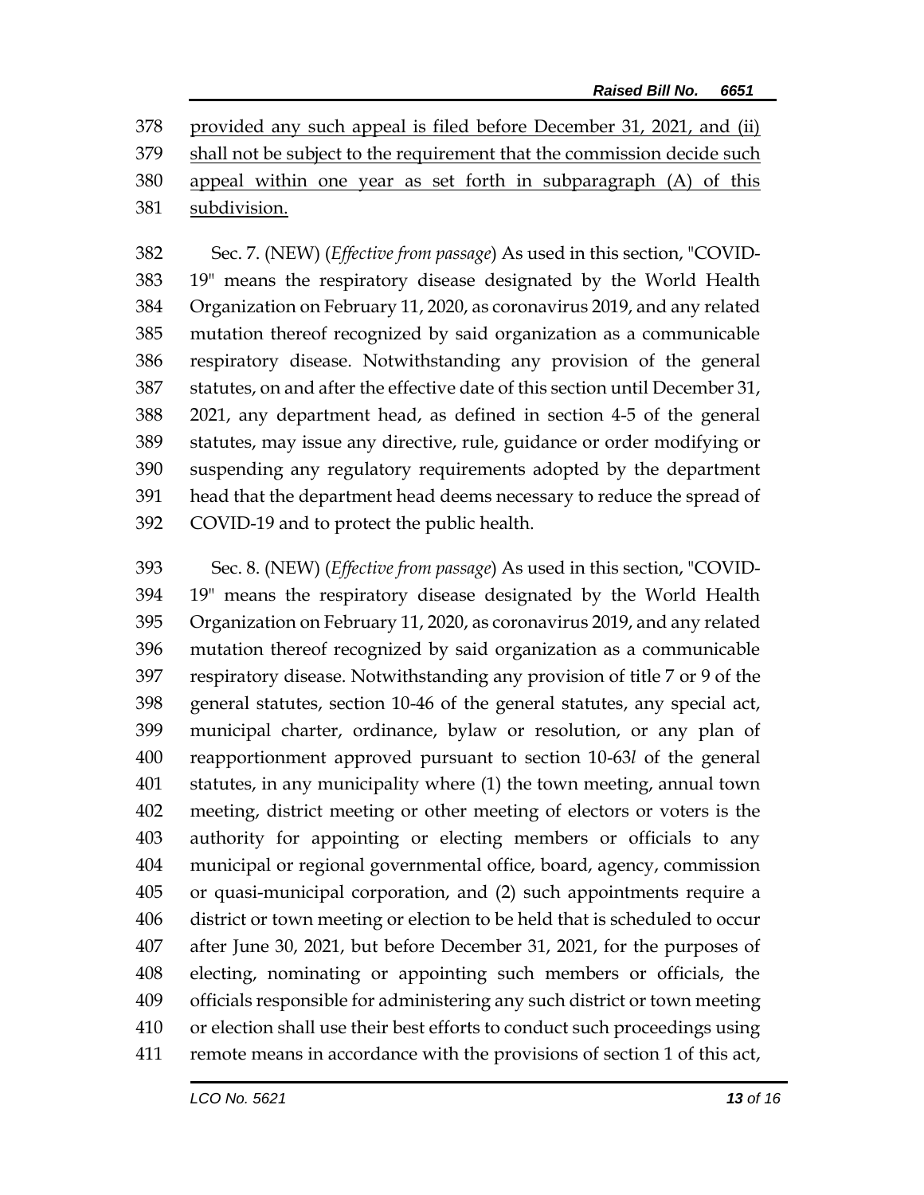provided any such appeal is filed before December 31, 2021, and (ii) shall not be subject to the requirement that the commission decide such appeal within one year as set forth in subparagraph (A) of this subdivision.

Sec. 7. (NEW) (*Effective from passage*) As used in this section, "COVID-19" means the respiratory disease designated by the World Health Organization on February 11, 2020, as coronavirus 2019, and any related mutation thereof recognized by said organization as a communicable respiratory disease. Notwithstanding any provision of the general statutes, on and after the effective date of this section until December 31, 2021, any department head, as defined in section 4-5 of the general statutes, may issue any directive, rule, guidance or order modifying or suspending any regulatory requirements adopted by the department head that the department head deems necessary to reduce the spread of COVID-19 and to protect the public health.

Sec. 8. (NEW) (*Effective from passage*) As used in this section, "COVID-19" means the respiratory disease designated by the World Health Organization on February 11, 2020, as coronavirus 2019, and any related mutation thereof recognized by said organization as a communicable respiratory disease. Notwithstanding any provision of title 7 or 9 of the general statutes, section 10-46 of the general statutes, any special act, municipal charter, ordinance, bylaw or resolution, or any plan of reapportionment approved pursuant to section 10-63*l* of the general statutes, in any municipality where (1) the town meeting, annual town meeting, district meeting or other meeting of electors or voters is the authority for appointing or electing members or officials to any municipal or regional governmental office, board, agency, commission or quasi-municipal corporation, and (2) such appointments require a district or town meeting or election to be held that is scheduled to occur after June 30, 2021, but before December 31, 2021, for the purposes of electing, nominating or appointing such members or officials, the officials responsible for administering any such district or town meeting or election shall use their best efforts to conduct such proceedings using remote means in accordance with the provisions of section 1 of this act,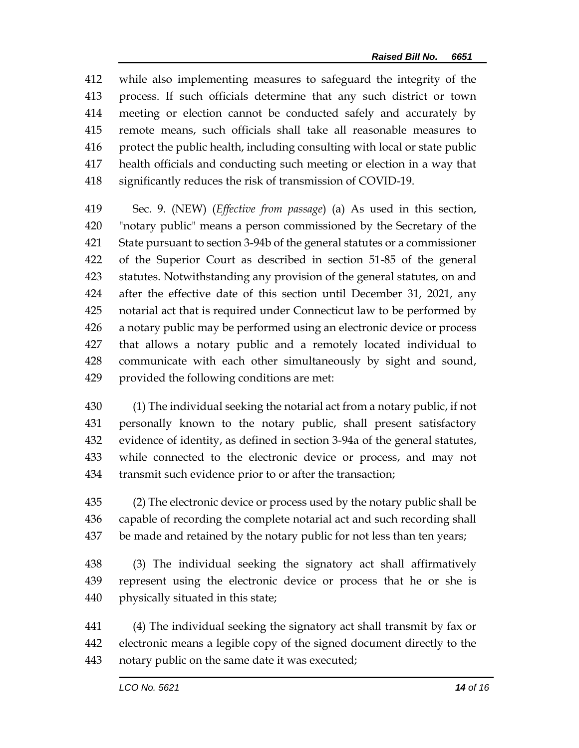while also implementing measures to safeguard the integrity of the process. If such officials determine that any such district or town meeting or election cannot be conducted safely and accurately by remote means, such officials shall take all reasonable measures to protect the public health, including consulting with local or state public health officials and conducting such meeting or election in a way that significantly reduces the risk of transmission of COVID-19.

Sec. 9. (NEW) (*Effective from passage*) (a) As used in this section, "notary public" means a person commissioned by the Secretary of the State pursuant to section 3-94b of the general statutes or a commissioner of the Superior Court as described in section 51-85 of the general statutes. Notwithstanding any provision of the general statutes, on and after the effective date of this section until December 31, 2021, any notarial act that is required under Connecticut law to be performed by a notary public may be performed using an electronic device or process that allows a notary public and a remotely located individual to communicate with each other simultaneously by sight and sound, provided the following conditions are met:

(1) The individual seeking the notarial act from a notary public, if not personally known to the notary public, shall present satisfactory evidence of identity, as defined in section 3-94a of the general statutes, while connected to the electronic device or process, and may not transmit such evidence prior to or after the transaction;

(2) The electronic device or process used by the notary public shall be capable of recording the complete notarial act and such recording shall be made and retained by the notary public for not less than ten years;

(3) The individual seeking the signatory act shall affirmatively represent using the electronic device or process that he or she is physically situated in this state;

(4) The individual seeking the signatory act shall transmit by fax or electronic means a legible copy of the signed document directly to the notary public on the same date it was executed;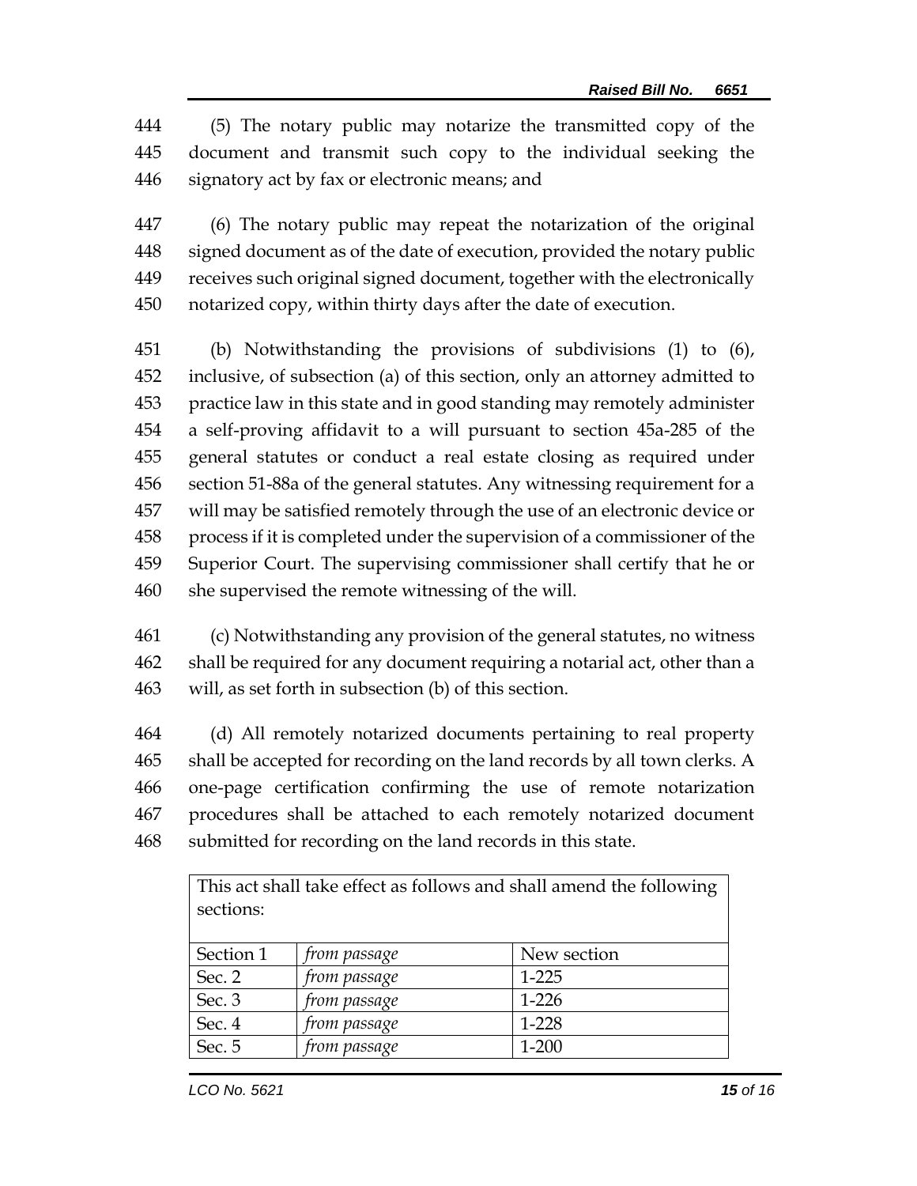444 (5) The notary public may notarize the transmitted copy of the
445 document and transmit such copy to the individual seeking the
446 signatory act by fax or electronic means; and

447 (6) The notary public may repeat the notarization of the original
448 signed document as of the date of execution, provided the notary public
449 receives such original signed document, together with the electronically
450 notarized copy, within thirty days after the date of execution.

451 (b) Notwithstanding the provisions of subdivisions (1) to (6),
452 inclusive, of subsection (a) of this section, only an attorney admitted to
453 practice law in this state and in good standing may remotely administer
454 a self-proving affidavit to a will pursuant to section 45a-285 of the
455 general statutes or conduct a real estate closing as required under
456 section 51-88a of the general statutes. Any witnessing requirement for a
457 will may be satisfied remotely through the use of an electronic device or
458 process if it is completed under the supervision of a commissioner of the
459 Superior Court. The supervising commissioner shall certify that he or
460 she supervised the remote witnessing of the will.

461 (c) Notwithstanding any provision of the general statutes, no witness
462 shall be required for any document requiring a notarial act, other than a
463 will, as set forth in subsection (b) of this section.

464 (d) All remotely notarized documents pertaining to real property
465 shall be accepted for recording on the land records by all town clerks. A
466 one-page certification confirming the use of remote notarization
467 procedures shall be attached to each remotely notarized document
468 submitted for recording on the land records in this state.

| This act shall take effect as follows and shall amend the following sections: | | |
|---|---|---|
| Section 1 | *from passage* | New section |
| Sec. 2 | *from passage* | 1-225 |
| Sec. 3 | *from passage* | 1-226 |
| Sec. 4 | *from passage* | 1-228 |
| Sec. 5 | *from passage* | 1-200 |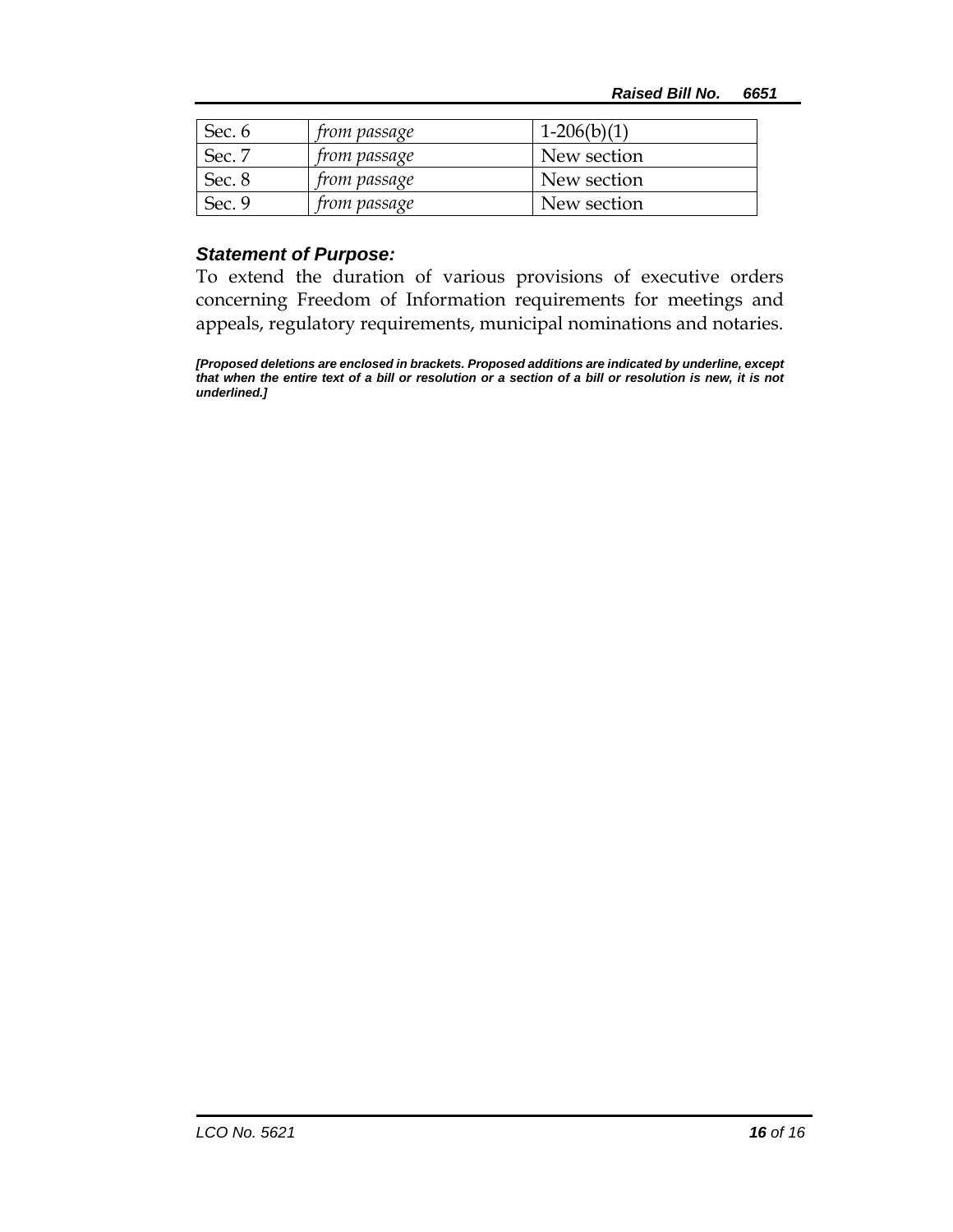| | | |
|---|---|---|
| Sec. 6 | *from passage* | 1-206(b)(1) |
| Sec. 7 | *from passage* | New section |
| Sec. 8 | *from passage* | New section |
| Sec. 9 | *from passage* | New section |

### *Statement of Purpose:*

To extend the duration of various provisions of executive orders concerning Freedom of Information requirements for meetings and appeals, regulatory requirements, municipal nominations and notaries.

***[Proposed deletions are enclosed in brackets. Proposed additions are indicated by underline, except that when the entire text of a bill or resolution or a section of a bill or resolution is new, it is not underlined.]***